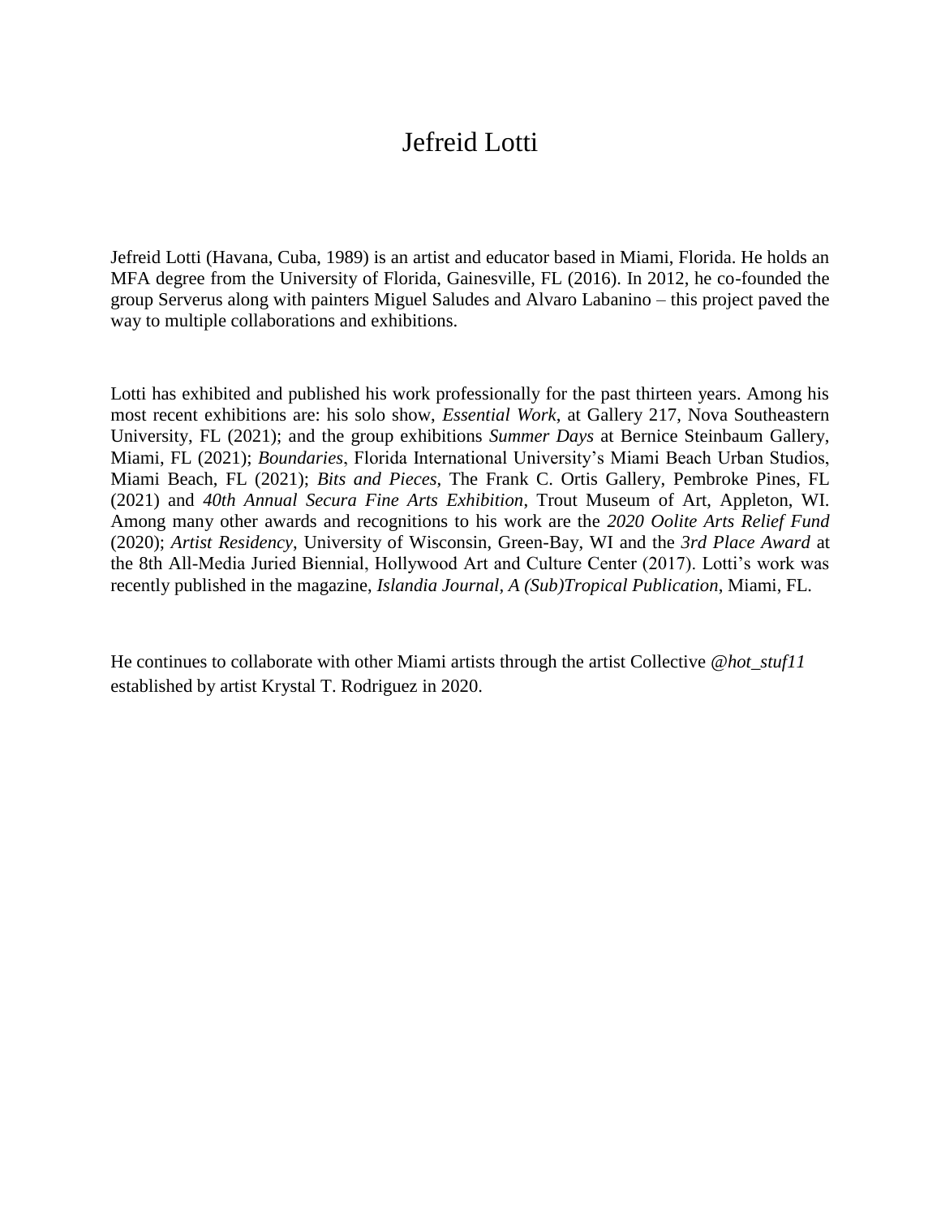# Jefreid Lotti

Jefreid Lotti (Havana, Cuba, 1989) is an artist and educator based in Miami, Florida. He holds an MFA degree from the University of Florida, Gainesville, FL (2016). In 2012, he co-founded the group Serverus along with painters Miguel Saludes and Alvaro Labanino – this project paved the way to multiple collaborations and exhibitions.

Lotti has exhibited and published his work professionally for the past thirteen years. Among his most recent exhibitions are: his solo show, *Essential Work*, at Gallery 217, Nova Southeastern University, FL (2021); and the group exhibitions *Summer Days* at Bernice Steinbaum Gallery, Miami, FL (2021); *Boundaries*, Florida International University's Miami Beach Urban Studios, Miami Beach, FL (2021); *Bits and Pieces*, The Frank C. Ortis Gallery, Pembroke Pines, FL (2021) and *40th Annual Secura Fine Arts Exhibition*, Trout Museum of Art, Appleton, WI. Among many other awards and recognitions to his work are the *2020 Oolite Arts Relief Fund* (2020); *Artist Residency*, University of Wisconsin, Green-Bay, WI and the *3rd Place Award* at the 8th All-Media Juried Biennial, Hollywood Art and Culture Center (2017). Lotti's work was recently published in the magazine, *Islandia Journal*, *A (Sub)Tropical Publication*, Miami, FL.

He continues to collaborate with other Miami artists through the artist Collective *@hot_stuf11* established by artist Krystal T. Rodriguez in 2020.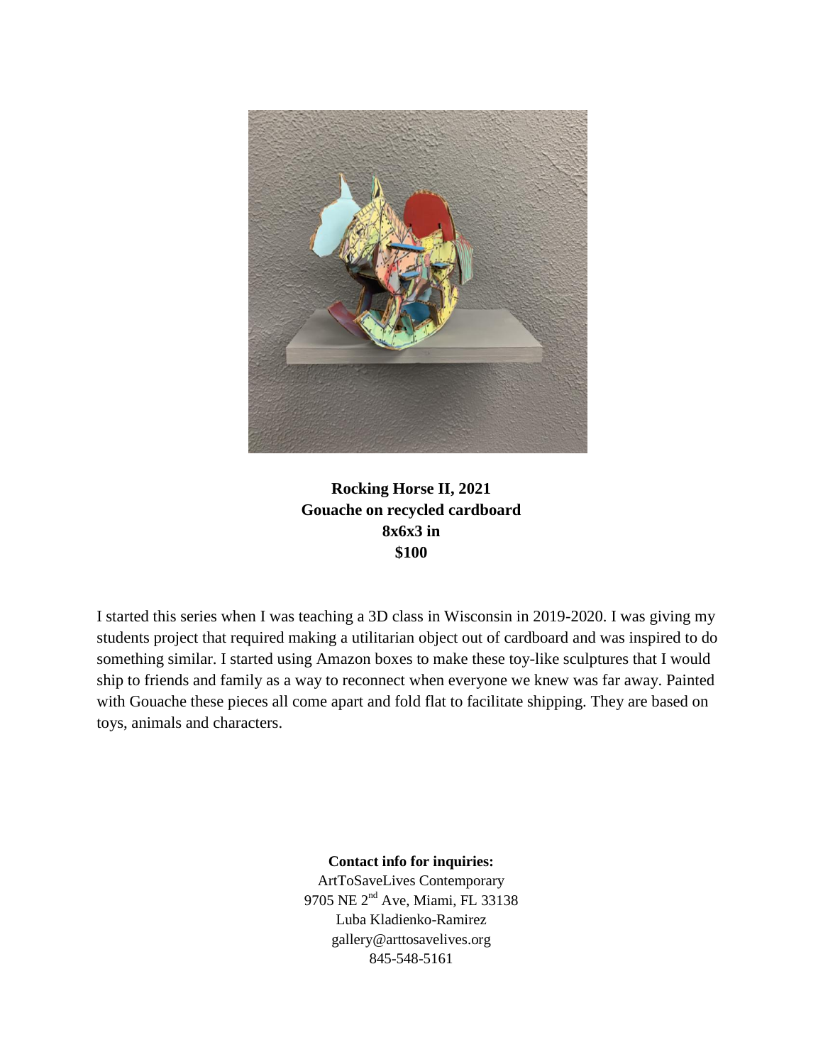**Rocking Horse II, 2021**
**Gouache on recycled cardboard**
**8x6x3 in**
**$100**

I started this series when I was teaching a 3D class in Wisconsin in 2019-2020. I was giving my students project that required making a utilitarian object out of cardboard and was inspired to do something similar. I started using Amazon boxes to make these toy-like sculptures that I would ship to friends and family as a way to reconnect when everyone we knew was far away. Painted with Gouache these pieces all come apart and fold flat to facilitate shipping. They are based on toys, animals and characters.

**Contact info for inquiries:**
ArtToSaveLives Contemporary
9705 NE 2nd Ave, Miami, FL 33138
Luba Kladienko-Ramirez
gallery@arttosavelives.org
845-548-5161